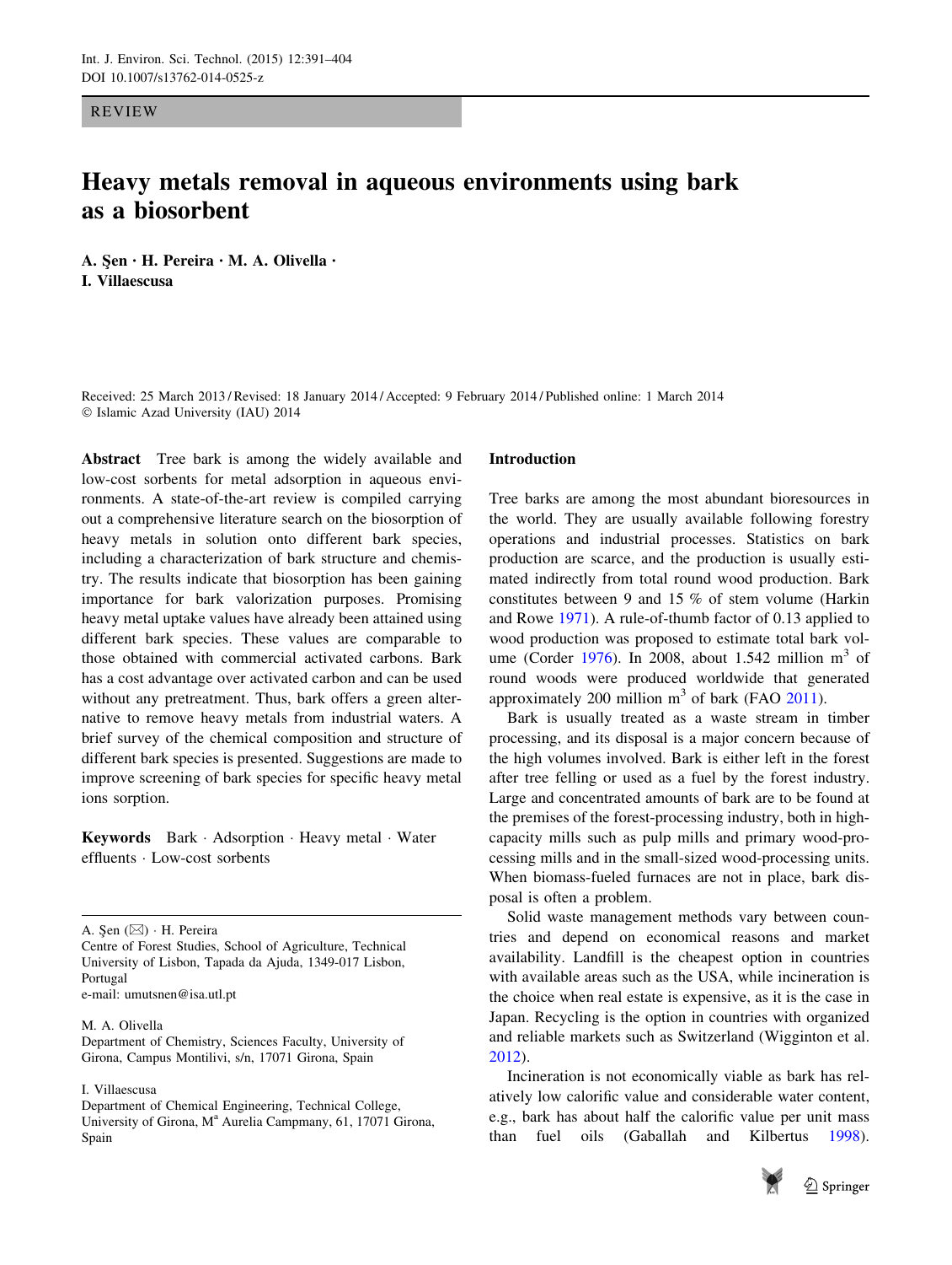REVIEW

# Heavy metals removal in aqueous environments using bark as a biosorbent

**A. Şen · H. Pereira · M. A. Olivella · I. Villaescusa**

Received: 25 March 2013 / Revised: 18 January 2014 / Accepted: 9 February 2014 / Published online: 1 March 2014
© Islamic Azad University (IAU) 2014

**Abstract** Tree bark is among the widely available and low-cost sorbents for metal adsorption in aqueous environments. A state-of-the-art review is compiled carrying out a comprehensive literature search on the biosorption of heavy metals in solution onto different bark species, including a characterization of bark structure and chemistry. The results indicate that biosorption has been gaining importance for bark valorization purposes. Promising heavy metal uptake values have already been attained using different bark species. These values are comparable to those obtained with commercial activated carbons. Bark has a cost advantage over activated carbon and can be used without any pretreatment. Thus, bark offers a green alternative to remove heavy metals from industrial waters. A brief survey of the chemical composition and structure of different bark species is presented. Suggestions are made to improve screening of bark species for specific heavy metal ions sorption.

**Keywords** Bark · Adsorption · Heavy metal · Water effluents · Low-cost sorbents

A. Şen (✉) · H. Pereira
Centre of Forest Studies, School of Agriculture, Technical University of Lisbon, Tapada da Ajuda, 1349-017 Lisbon, Portugal
e-mail: umutsnen@isa.utl.pt

M. A. Olivella
Department of Chemistry, Sciences Faculty, University of Girona, Campus Montilivi, s/n, 17071 Girona, Spain

I. Villaescusa
Department of Chemical Engineering, Technical College, University of Girona, Mª Aurelia Campmany, 61, 17071 Girona, Spain

## Introduction

Tree barks are among the most abundant bioresources in the world. They are usually available following forestry operations and industrial processes. Statistics on bark production are scarce, and the production is usually estimated indirectly from total round wood production. Bark constitutes between 9 and 15 % of stem volume (Harkin and Rowe 1971). A rule-of-thumb factor of 0.13 applied to wood production was proposed to estimate total bark volume (Corder 1976). In 2008, about 1.542 million $m^3$ of round woods were produced worldwide that generated approximately 200 million $m^3$ of bark (FAO 2011).

Bark is usually treated as a waste stream in timber processing, and its disposal is a major concern because of the high volumes involved. Bark is either left in the forest after tree felling or used as a fuel by the forest industry. Large and concentrated amounts of bark are to be found at the premises of the forest-processing industry, both in high-capacity mills such as pulp mills and primary wood-processing mills and in the small-sized wood-processing units. When biomass-fueled furnaces are not in place, bark disposal is often a problem.

Solid waste management methods vary between countries and depend on economical reasons and market availability. Landfill is the cheapest option in countries with available areas such as the USA, while incineration is the choice when real estate is expensive, as it is the case in Japan. Recycling is the option in countries with organized and reliable markets such as Switzerland (Wigginton et al. 2012).

Incineration is not economically viable as bark has relatively low calorific value and considerable water content, e.g., bark has about half the calorific value per unit mass than fuel oils (Gaballah and Kilbertus 1998).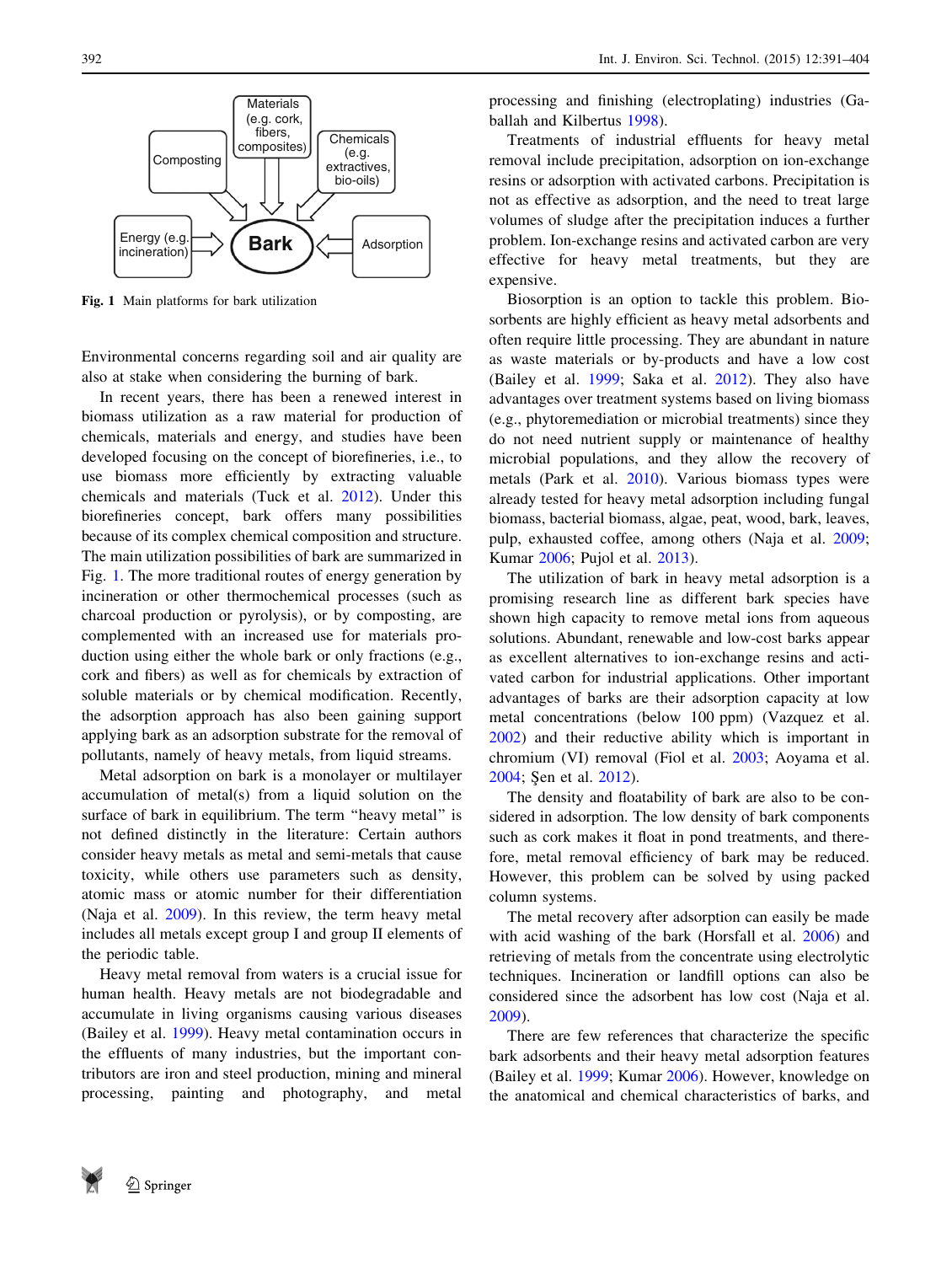Fig. 1 Main platforms for bark utilization

Environmental concerns regarding soil and air quality are also at stake when considering the burning of bark.

In recent years, there has been a renewed interest in biomass utilization as a raw material for production of chemicals, materials and energy, and studies have been developed focusing on the concept of biorefineries, i.e., to use biomass more efficiently by extracting valuable chemicals and materials (Tuck et al. 2012). Under this biorefineries concept, bark offers many possibilities because of its complex chemical composition and structure. The main utilization possibilities of bark are summarized in Fig. 1. The more traditional routes of energy generation by incineration or other thermochemical processes (such as charcoal production or pyrolysis), or by composting, are complemented with an increased use for materials production using either the whole bark or only fractions (e.g., cork and fibers) as well as for chemicals by extraction of soluble materials or by chemical modification. Recently, the adsorption approach has also been gaining support applying bark as an adsorption substrate for the removal of pollutants, namely of heavy metals, from liquid streams.

Metal adsorption on bark is a monolayer or multilayer accumulation of metal(s) from a liquid solution on the surface of bark in equilibrium. The term "heavy metal" is not defined distinctly in the literature: Certain authors consider heavy metals as metal and semi-metals that cause toxicity, while others use parameters such as density, atomic mass or atomic number for their differentiation (Naja et al. 2009). In this review, the term heavy metal includes all metals except group I and group II elements of the periodic table.

Heavy metal removal from waters is a crucial issue for human health. Heavy metals are not biodegradable and accumulate in living organisms causing various diseases (Bailey et al. 1999). Heavy metal contamination occurs in the effluents of many industries, but the important contributors are iron and steel production, mining and mineral processing, painting and photography, and metal processing and finishing (electroplating) industries (Gaballah and Kilbertus 1998).

Treatments of industrial effluents for heavy metal removal include precipitation, adsorption on ion-exchange resins or adsorption with activated carbons. Precipitation is not as effective as adsorption, and the need to treat large volumes of sludge after the precipitation induces a further problem. Ion-exchange resins and activated carbon are very effective for heavy metal treatments, but they are expensive.

Biosorption is an option to tackle this problem. Biosorbents are highly efficient as heavy metal adsorbents and often require little processing. They are abundant in nature as waste materials or by-products and have a low cost (Bailey et al. 1999; Saka et al. 2012). They also have advantages over treatment systems based on living biomass (e.g., phytoremediation or microbial treatments) since they do not need nutrient supply or maintenance of healthy microbial populations, and they allow the recovery of metals (Park et al. 2010). Various biomass types were already tested for heavy metal adsorption including fungal biomass, bacterial biomass, algae, peat, wood, bark, leaves, pulp, exhausted coffee, among others (Naja et al. 2009; Kumar 2006; Pujol et al. 2013).

The utilization of bark in heavy metal adsorption is a promising research line as different bark species have shown high capacity to remove metal ions from aqueous solutions. Abundant, renewable and low-cost barks appear as excellent alternatives to ion-exchange resins and activated carbon for industrial applications. Other important advantages of barks are their adsorption capacity at low metal concentrations (below 100 ppm) (Vazquez et al. 2002) and their reductive ability which is important in chromium (VI) removal (Fiol et al. 2003; Aoyama et al. 2004; Şen et al. 2012).

The density and floatability of bark are also to be considered in adsorption. The low density of bark components such as cork makes it float in pond treatments, and therefore, metal removal efficiency of bark may be reduced. However, this problem can be solved by using packed column systems.

The metal recovery after adsorption can easily be made with acid washing of the bark (Horsfall et al. 2006) and retrieving of metals from the concentrate using electrolytic techniques. Incineration or landfill options can also be considered since the adsorbent has low cost (Naja et al. 2009).

There are few references that characterize the specific bark adsorbents and their heavy metal adsorption features (Bailey et al. 1999; Kumar 2006). However, knowledge on the anatomical and chemical characteristics of barks, and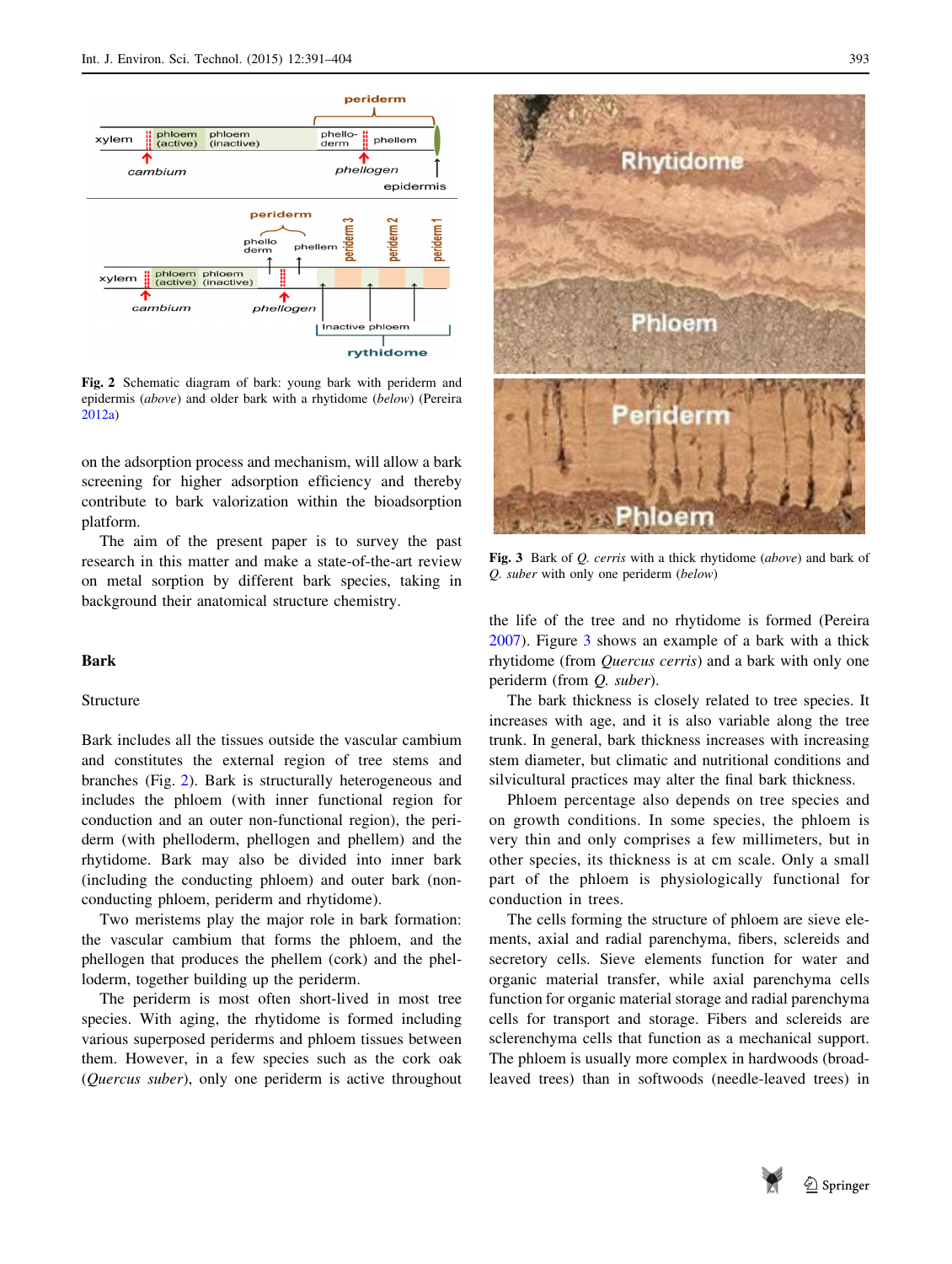periderm

xylem | phloem (active) | phloem (inactive) | phello-derm | phellem

cambium | phellogen | epidermis

periderm

phello derm | phellem | periderm 3 | periderm 2 | periderm 1

xylem | phloem (active) | phloem (inactive)

cambium | phellogen | Inactive phloem

rythidome

**Fig. 2** Schematic diagram of bark: young bark with periderm and epidermis (*above*) and older bark with a rhytidome (*below*) (Pereira 2012a)

Rhytidome

Phloem

Periderm

Phloem

**Fig. 3** Bark of *Q. cerris* with a thick rhytidome (*above*) and bark of *Q. suber* with only one periderm (*below*)

on the adsorption process and mechanism, will allow a bark screening for higher adsorption efficiency and thereby contribute to bark valorization within the bioadsorption platform.

The aim of the present paper is to survey the past research in this matter and make a state-of-the-art review on metal sorption by different bark species, taking in background their anatomical structure chemistry.

## Bark

### Structure

Bark includes all the tissues outside the vascular cambium and constitutes the external region of tree stems and branches (Fig. 2). Bark is structurally heterogeneous and includes the phloem (with inner functional region for conduction and an outer non-functional region), the periderm (with phelloderm, phellogen and phellem) and the rhytidome. Bark may also be divided into inner bark (including the conducting phloem) and outer bark (non-conducting phloem, periderm and rhytidome).

Two meristems play the major role in bark formation: the vascular cambium that forms the phloem, and the phellogen that produces the phellem (cork) and the phelloderm, together building up the periderm.

The periderm is most often short-lived in most tree species. With aging, the rhytidome is formed including various superposed periderms and phloem tissues between them. However, in a few species such as the cork oak (*Quercus suber*), only one periderm is active throughout the life of the tree and no rhytidome is formed (Pereira 2007). Figure 3 shows an example of a bark with a thick rhytidome (from *Quercus cerris*) and a bark with only one periderm (from *Q. suber*).

The bark thickness is closely related to tree species. It increases with age, and it is also variable along the tree trunk. In general, bark thickness increases with increasing stem diameter, but climatic and nutritional conditions and silvicultural practices may alter the final bark thickness.

Phloem percentage also depends on tree species and on growth conditions. In some species, the phloem is very thin and only comprises a few millimeters, but in other species, its thickness is at cm scale. Only a small part of the phloem is physiologically functional for conduction in trees.

The cells forming the structure of phloem are sieve elements, axial and radial parenchyma, fibers, sclereids and secretory cells. Sieve elements function for water and organic material transfer, while axial parenchyma cells function for organic material storage and radial parenchyma cells for transport and storage. Fibers and sclereids are sclerenchyma cells that function as a mechanical support. The phloem is usually more complex in hardwoods (broad-leaved trees) than in softwoods (needle-leaved trees) in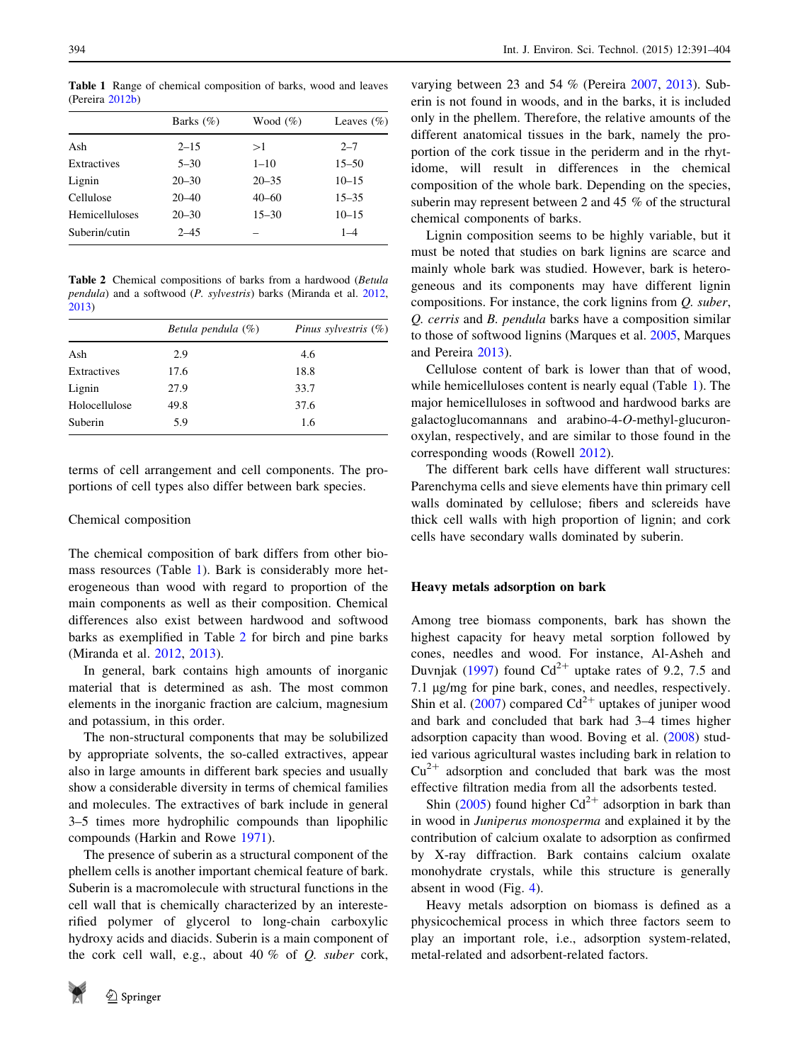**Table 1** Range of chemical composition of barks, wood and leaves (Pereira 2012b)

| | Barks (%) | Wood (%) | Leaves (%) |
|---|---|---|---|
| Ash | 2–15 | >1 | 2–7 |
| Extractives | 5–30 | 1–10 | 15–50 |
| Lignin | 20–30 | 20–35 | 10–15 |
| Cellulose | 20–40 | 40–60 | 15–35 |
| Hemicelluloses | 20–30 | 15–30 | 10–15 |
| Suberin/cutin | 2–45 | – | 1–4 |

**Table 2** Chemical compositions of barks from a hardwood (*Betula pendula*) and a softwood (*P. sylvestris*) barks (Miranda et al. 2012, 2013)

| | *Betula pendula* (%) | *Pinus sylvestris* (%) |
|---|---|---|
| Ash | 2.9 | 4.6 |
| Extractives | 17.6 | 18.8 |
| Lignin | 27.9 | 33.7 |
| Holocellulose | 49.8 | 37.6 |
| Suberin | 5.9 | 1.6 |

terms of cell arrangement and cell components. The proportions of cell types also differ between bark species.

### Chemical composition

The chemical composition of bark differs from other biomass resources (Table 1). Bark is considerably more heterogeneous than wood with regard to proportion of the main components as well as their composition. Chemical differences also exist between hardwood and softwood barks as exemplified in Table 2 for birch and pine barks (Miranda et al. 2012, 2013).

In general, bark contains high amounts of inorganic material that is determined as ash. The most common elements in the inorganic fraction are calcium, magnesium and potassium, in this order.

The non-structural components that may be solubilized by appropriate solvents, the so-called extractives, appear also in large amounts in different bark species and usually show a considerable diversity in terms of chemical families and molecules. The extractives of bark include in general 3–5 times more hydrophilic compounds than lipophilic compounds (Harkin and Rowe 1971).

The presence of suberin as a structural component of the phellem cells is another important chemical feature of bark. Suberin is a macromolecule with structural functions in the cell wall that is chemically characterized by an interesterified polymer of glycerol to long-chain carboxylic hydroxy acids and diacids. Suberin is a main component of the cork cell wall, e.g., about 40 % of *Q. suber* cork, varying between 23 and 54 % (Pereira 2007, 2013). Suberin is not found in woods, and in the barks, it is included only in the phellem. Therefore, the relative amounts of the different anatomical tissues in the bark, namely the proportion of the cork tissue in the periderm and in the rhytidome, will result in differences in the chemical composition of the whole bark. Depending on the species, suberin may represent between 2 and 45 % of the structural chemical components of barks.

Lignin composition seems to be highly variable, but it must be noted that studies on bark lignins are scarce and mainly whole bark was studied. However, bark is heterogeneous and its components may have different lignin compositions. For instance, the cork lignins from *Q. suber*, *Q. cerris* and *B. pendula* barks have a composition similar to those of softwood lignins (Marques et al. 2005, Marques and Pereira 2013).

Cellulose content of bark is lower than that of wood, while hemicelluloses content is nearly equal (Table 1). The major hemicelluloses in softwood and hardwood barks are galactoglucomannans and arabino-4-*O*-methyl-glucuronoxylan, respectively, and are similar to those found in the corresponding woods (Rowell 2012).

The different bark cells have different wall structures: Parenchyma cells and sieve elements have thin primary cell walls dominated by cellulose; fibers and sclereids have thick cell walls with high proportion of lignin; and cork cells have secondary walls dominated by suberin.

## Heavy metals adsorption on bark

Among tree biomass components, bark has shown the highest capacity for heavy metal sorption followed by cones, needles and wood. For instance, Al-Asheh and Duvnjak (1997) found $Cd^{2+}$ uptake rates of 9.2, 7.5 and 7.1 μg/mg for pine bark, cones, and needles, respectively. Shin et al. (2007) compared $Cd^{2+}$ uptakes of juniper wood and bark and concluded that bark had 3–4 times higher adsorption capacity than wood. Boving et al. (2008) studied various agricultural wastes including bark in relation to $Cu^{2+}$ adsorption and concluded that bark was the most effective filtration media from all the adsorbents tested.

Shin (2005) found higher $Cd^{2+}$ adsorption in bark than in wood in *Juniperus monosperma* and explained it by the contribution of calcium oxalate to adsorption as confirmed by X-ray diffraction. Bark contains calcium oxalate monohydrate crystals, while this structure is generally absent in wood (Fig. 4).

Heavy metals adsorption on biomass is defined as a physicochemical process in which three factors seem to play an important role, i.e., adsorption system-related, metal-related and adsorbent-related factors.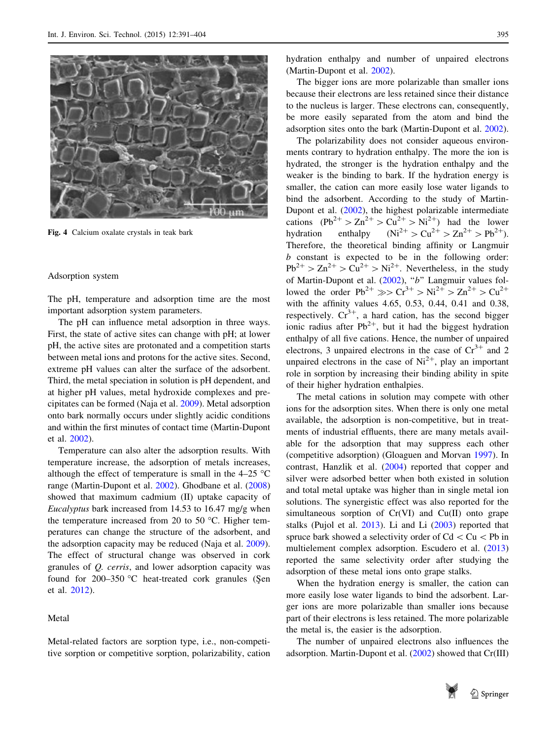Fig. 4 Calcium oxalate crystals in teak bark

## Adsorption system

The pH, temperature and adsorption time are the most important adsorption system parameters.

The pH can influence metal adsorption in three ways. First, the state of active sites can change with pH; at lower pH, the active sites are protonated and a competition starts between metal ions and protons for the active sites. Second, extreme pH values can alter the surface of the adsorbent. Third, the metal speciation in solution is pH dependent, and at higher pH values, metal hydroxide complexes and precipitates can be formed (Naja et al. 2009). Metal adsorption onto bark normally occurs under slightly acidic conditions and within the first minutes of contact time (Martin-Dupont et al. 2002).

Temperature can also alter the adsorption results. With temperature increase, the adsorption of metals increases, although the effect of temperature is small in the 4–25 °C range (Martin-Dupont et al. 2002). Ghodbane et al. (2008) showed that maximum cadmium (II) uptake capacity of *Eucalyptus* bark increased from 14.53 to 16.47 mg/g when the temperature increased from 20 to 50 °C. Higher temperatures can change the structure of the adsorbent, and the adsorption capacity may be reduced (Naja et al. 2009). The effect of structural change was observed in cork granules of *Q. cerris*, and lower adsorption capacity was found for 200–350 °C heat-treated cork granules (Şen et al. 2012).

## Metal

Metal-related factors are sorption type, i.e., non-competitive sorption or competitive sorption, polarizability, cation hydration enthalpy and number of unpaired electrons (Martin-Dupont et al. 2002).

The bigger ions are more polarizable than smaller ions because their electrons are less retained since their distance to the nucleus is larger. These electrons can, consequently, be more easily separated from the atom and bind the adsorption sites onto the bark (Martin-Dupont et al. 2002).

The polarizability does not consider aqueous environments contrary to hydration enthalpy. The more the ion is hydrated, the stronger is the hydration enthalpy and the weaker is the binding to bark. If the hydration energy is smaller, the cation can more easily lose water ligands to bind the adsorbent. According to the study of Martin-Dupont et al. (2002), the highest polarizable intermediate cations ($Pb^{2+} > Zn^{2+} > Cu^{2+} > Ni^{2+}$) had the lower hydration enthalpy ($Ni^{2+} > Cu^{2+} > Zn^{2+} > Pb^{2+}$). Therefore, the theoretical binding affinity or Langmuir $b$ constant is expected to be in the following order: $Pb^{2+} > Zn^{2+} > Cu^{2+} > Ni^{2+}$. Nevertheless, in the study of Martin-Dupont et al. (2002), "$b$" Langmuir values followed the order $Pb^{2+} \ggg Cr^{3+} > Ni^{2+} > Zn^{2+} > Cu^{2+}$ with the affinity values 4.65, 0.53, 0.44, 0.41 and 0.38, respectively. $Cr^{3+}$, a hard cation, has the second bigger ionic radius after $Pb^{2+}$, but it had the biggest hydration enthalpy of all five cations. Hence, the number of unpaired electrons, 3 unpaired electrons in the case of $Cr^{3+}$ and 2 unpaired electrons in the case of $Ni^{2+}$, play an important role in sorption by increasing their binding ability in spite of their higher hydration enthalpies.

The metal cations in solution may compete with other ions for the adsorption sites. When there is only one metal available, the adsorption is non-competitive, but in treatments of industrial effluents, there are many metals available for the adsorption that may suppress each other (competitive adsorption) (Gloaguen and Morvan 1997). In contrast, Hanzlik et al. (2004) reported that copper and silver were adsorbed better when both existed in solution and total metal uptake was higher than in single metal ion solutions. The synergistic effect was also reported for the simultaneous sorption of Cr(VI) and Cu(II) onto grape stalks (Pujol et al. 2013). Li and Li (2003) reported that spruce bark showed a selectivity order of Cd < Cu < Pb in multielement complex adsorption. Escudero et al. (2013) reported the same selectivity order after studying the adsorption of these metal ions onto grape stalks.

When the hydration energy is smaller, the cation can more easily lose water ligands to bind the adsorbent. Larger ions are more polarizable than smaller ions because part of their electrons is less retained. The more polarizable the metal is, the easier is the adsorption.

The number of unpaired electrons also influences the adsorption. Martin-Dupont et al. (2002) showed that Cr(III)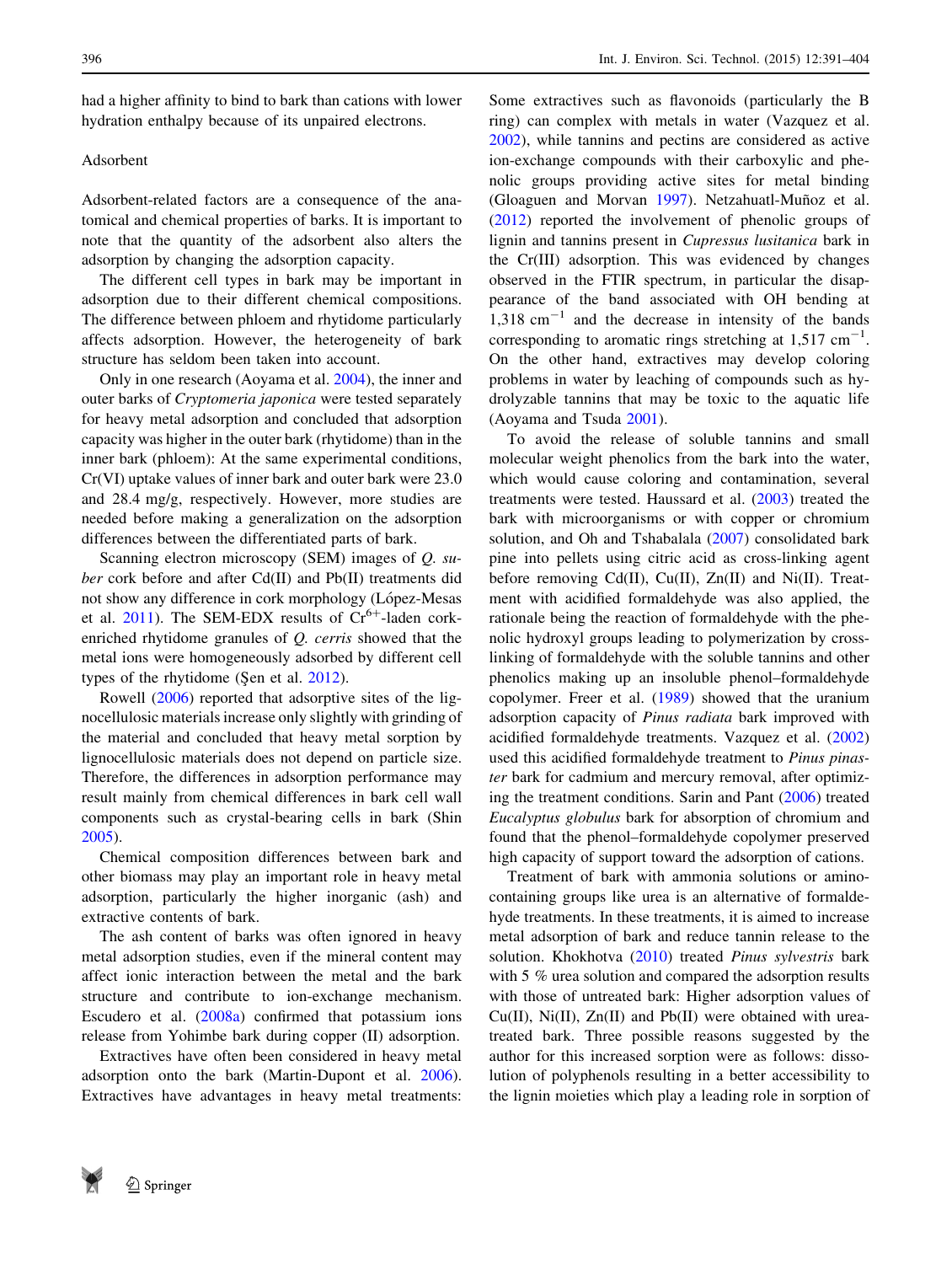had a higher affinity to bind to bark than cations with lower hydration enthalpy because of its unpaired electrons.

### Adsorbent

Adsorbent-related factors are a consequence of the anatomical and chemical properties of barks. It is important to note that the quantity of the adsorbent also alters the adsorption by changing the adsorption capacity.

The different cell types in bark may be important in adsorption due to their different chemical compositions. The difference between phloem and rhytidome particularly affects adsorption. However, the heterogeneity of bark structure has seldom been taken into account.

Only in one research (Aoyama et al. 2004), the inner and outer barks of *Cryptomeria japonica* were tested separately for heavy metal adsorption and concluded that adsorption capacity was higher in the outer bark (rhytidome) than in the inner bark (phloem): At the same experimental conditions, Cr(VI) uptake values of inner bark and outer bark were 23.0 and 28.4 mg/g, respectively. However, more studies are needed before making a generalization on the adsorption differences between the differentiated parts of bark.

Scanning electron microscopy (SEM) images of *Q. suber* cork before and after Cd(II) and Pb(II) treatments did not show any difference in cork morphology (López-Mesas et al. 2011). The SEM-EDX results of $Cr^{6+}$-laden cork-enriched rhytidome granules of *Q. cerris* showed that the metal ions were homogeneously adsorbed by different cell types of the rhytidome (Şen et al. 2012).

Rowell (2006) reported that adsorptive sites of the lignocellulosic materials increase only slightly with grinding of the material and concluded that heavy metal sorption by lignocellulosic materials does not depend on particle size. Therefore, the differences in adsorption performance may result mainly from chemical differences in bark cell wall components such as crystal-bearing cells in bark (Shin 2005).

Chemical composition differences between bark and other biomass may play an important role in heavy metal adsorption, particularly the higher inorganic (ash) and extractive contents of bark.

The ash content of barks was often ignored in heavy metal adsorption studies, even if the mineral content may affect ionic interaction between the metal and the bark structure and contribute to ion-exchange mechanism. Escudero et al. (2008a) confirmed that potassium ions release from Yohimbe bark during copper (II) adsorption.

Extractives have often been considered in heavy metal adsorption onto the bark (Martin-Dupont et al. 2006). Extractives have advantages in heavy metal treatments: Some extractives such as flavonoids (particularly the B ring) can complex with metals in water (Vazquez et al. 2002), while tannins and pectins are considered as active ion-exchange compounds with their carboxylic and phenolic groups providing active sites for metal binding (Gloaguen and Morvan 1997). Netzahuatl-Muñoz et al. (2012) reported the involvement of phenolic groups of lignin and tannins present in *Cupressus lusitanica* bark in the Cr(III) adsorption. This was evidenced by changes observed in the FTIR spectrum, in particular the disappearance of the band associated with OH bending at 1,318 $cm^{-1}$ and the decrease in intensity of the bands corresponding to aromatic rings stretching at 1,517 $cm^{-1}$. On the other hand, extractives may develop coloring problems in water by leaching of compounds such as hydrolyzable tannins that may be toxic to the aquatic life (Aoyama and Tsuda 2001).

To avoid the release of soluble tannins and small molecular weight phenolics from the bark into the water, which would cause coloring and contamination, several treatments were tested. Haussard et al. (2003) treated the bark with microorganisms or with copper or chromium solution, and Oh and Tshabalala (2007) consolidated bark pine into pellets using citric acid as cross-linking agent before removing Cd(II), Cu(II), Zn(II) and Ni(II). Treatment with acidified formaldehyde was also applied, the rationale being the reaction of formaldehyde with the phenolic hydroxyl groups leading to polymerization by cross-linking of formaldehyde with the soluble tannins and other phenolics making up an insoluble phenol–formaldehyde copolymer. Freer et al. (1989) showed that the uranium adsorption capacity of *Pinus radiata* bark improved with acidified formaldehyde treatments. Vazquez et al. (2002) used this acidified formaldehyde treatment to *Pinus pinaster* bark for cadmium and mercury removal, after optimizing the treatment conditions. Sarin and Pant (2006) treated *Eucalyptus globulus* bark for absorption of chromium and found that the phenol–formaldehyde copolymer preserved high capacity of support toward the adsorption of cations.

Treatment of bark with ammonia solutions or amino-containing groups like urea is an alternative of formaldehyde treatments. In these treatments, it is aimed to increase metal adsorption of bark and reduce tannin release to the solution. Khokhotva (2010) treated *Pinus sylvestris* bark with 5 % urea solution and compared the adsorption results with those of untreated bark: Higher adsorption values of Cu(II), Ni(II), Zn(II) and Pb(II) were obtained with urea-treated bark. Three possible reasons suggested by the author for this increased sorption were as follows: dissolution of polyphenols resulting in a better accessibility to the lignin moieties which play a leading role in sorption of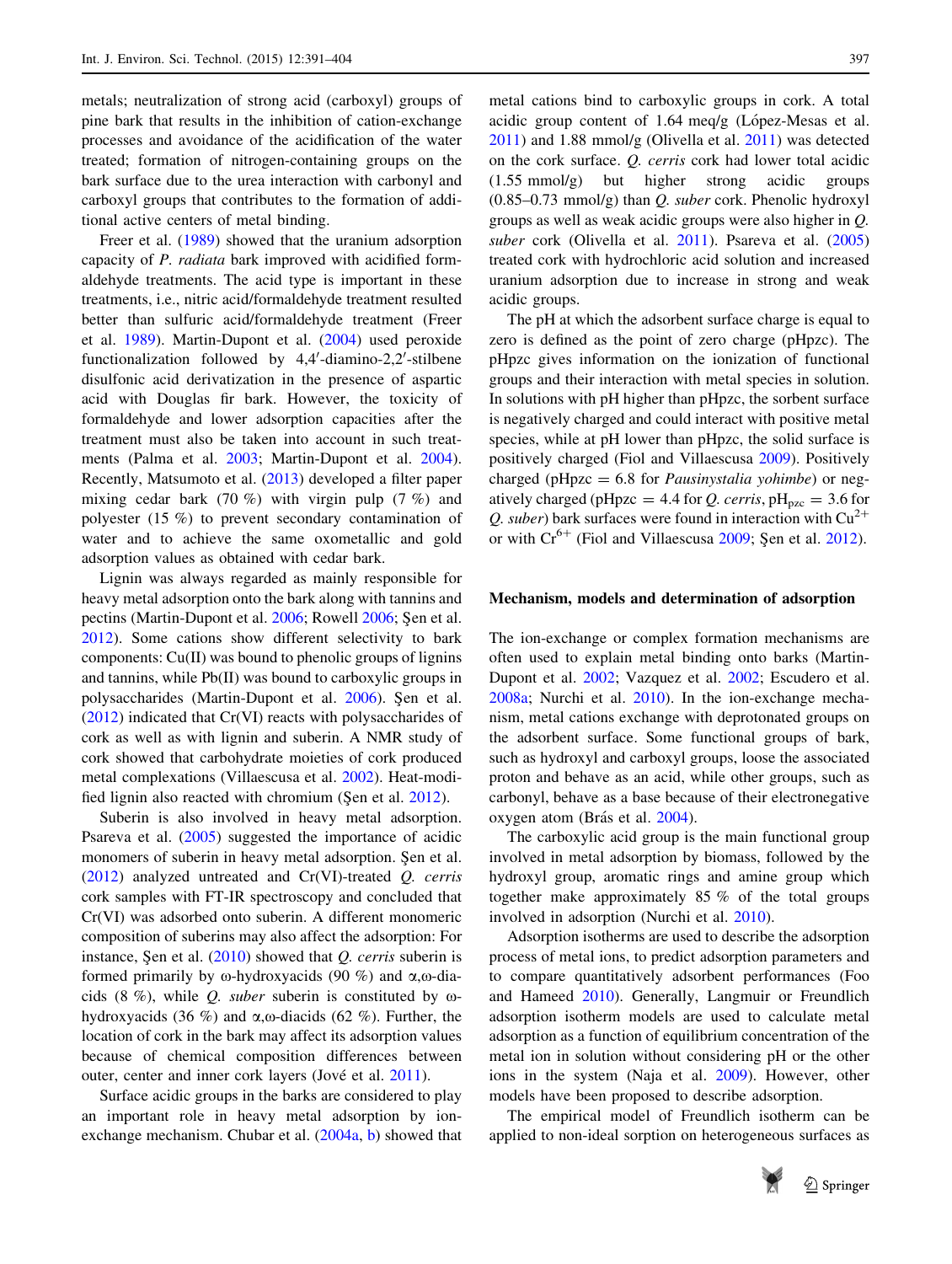metals; neutralization of strong acid (carboxyl) groups of pine bark that results in the inhibition of cation-exchange processes and avoidance of the acidification of the water treated; formation of nitrogen-containing groups on the bark surface due to the urea interaction with carbonyl and carboxyl groups that contributes to the formation of additional active centers of metal binding.

Freer et al. (1989) showed that the uranium adsorption capacity of *P. radiata* bark improved with acidified formaldehyde treatments. The acid type is important in these treatments, i.e., nitric acid/formaldehyde treatment resulted better than sulfuric acid/formaldehyde treatment (Freer et al. 1989). Martin-Dupont et al. (2004) used peroxide functionalization followed by 4,4′-diamino-2,2′-stilbene disulfonic acid derivatization in the presence of aspartic acid with Douglas fir bark. However, the toxicity of formaldehyde and lower adsorption capacities after the treatment must also be taken into account in such treatments (Palma et al. 2003; Martin-Dupont et al. 2004). Recently, Matsumoto et al. (2013) developed a filter paper mixing cedar bark (70 %) with virgin pulp (7 %) and polyester (15 %) to prevent secondary contamination of water and to achieve the same oxometallic and gold adsorption values as obtained with cedar bark.

Lignin was always regarded as mainly responsible for heavy metal adsorption onto the bark along with tannins and pectins (Martin-Dupont et al. 2006; Rowell 2006; Şen et al. 2012). Some cations show different selectivity to bark components: Cu(II) was bound to phenolic groups of lignins and tannins, while Pb(II) was bound to carboxylic groups in polysaccharides (Martin-Dupont et al. 2006). Şen et al. (2012) indicated that Cr(VI) reacts with polysaccharides of cork as well as with lignin and suberin. A NMR study of cork showed that carbohydrate moieties of cork produced metal complexations (Villaescusa et al. 2002). Heat-modified lignin also reacted with chromium (Şen et al. 2012).

Suberin is also involved in heavy metal adsorption. Psareva et al. (2005) suggested the importance of acidic monomers of suberin in heavy metal adsorption. Şen et al. (2012) analyzed untreated and Cr(VI)-treated *Q. cerris* cork samples with FT-IR spectroscopy and concluded that Cr(VI) was adsorbed onto suberin. A different monomeric composition of suberins may also affect the adsorption: For instance, Şen et al. (2010) showed that *Q. cerris* suberin is formed primarily by ω-hydroxyacids (90 %) and α,ω-diacids (8 %), while *Q. suber* suberin is constituted by ω-hydroxyacids (36 %) and α,ω-diacids (62 %). Further, the location of cork in the bark may affect its adsorption values because of chemical composition differences between outer, center and inner cork layers (Jové et al. 2011).

Surface acidic groups in the barks are considered to play an important role in heavy metal adsorption by ion-exchange mechanism. Chubar et al. (2004a, b) showed that metal cations bind to carboxylic groups in cork. A total acidic group content of 1.64 meq/g (López-Mesas et al. 2011) and 1.88 mmol/g (Olivella et al. 2011) was detected on the cork surface. *Q. cerris* cork had lower total acidic (1.55 mmol/g) but higher strong acidic groups (0.85–0.73 mmol/g) than *Q. suber* cork. Phenolic hydroxyl groups as well as weak acidic groups were also higher in *Q. suber* cork (Olivella et al. 2011). Psareva et al. (2005) treated cork with hydrochloric acid solution and increased uranium adsorption due to increase in strong and weak acidic groups.

The pH at which the adsorbent surface charge is equal to zero is defined as the point of zero charge (pHpzc). The pHpzc gives information on the ionization of functional groups and their interaction with metal species in solution. In solutions with pH higher than pHpzc, the sorbent surface is negatively charged and could interact with positive metal species, while at pH lower than pHpzc, the solid surface is positively charged (Fiol and Villaescusa 2009). Positively charged (pHpzc = 6.8 for *Pausinystalia yohimbe*) or negatively charged (pHpzc = 4.4 for *Q. cerris*, $pH_{pzc}$ = 3.6 for *Q. suber*) bark surfaces were found in interaction with $Cu^{2+}$ or with $Cr^{6+}$ (Fiol and Villaescusa 2009; Şen et al. 2012).

## Mechanism, models and determination of adsorption

The ion-exchange or complex formation mechanisms are often used to explain metal binding onto barks (Martin-Dupont et al. 2002; Vazquez et al. 2002; Escudero et al. 2008a; Nurchi et al. 2010). In the ion-exchange mechanism, metal cations exchange with deprotonated groups on the adsorbent surface. Some functional groups of bark, such as hydroxyl and carboxyl groups, loose the associated proton and behave as an acid, while other groups, such as carbonyl, behave as a base because of their electronegative oxygen atom (Brás et al. 2004).

The carboxylic acid group is the main functional group involved in metal adsorption by biomass, followed by the hydroxyl group, aromatic rings and amine group which together make approximately 85 % of the total groups involved in adsorption (Nurchi et al. 2010).

Adsorption isotherms are used to describe the adsorption process of metal ions, to predict adsorption parameters and to compare quantitatively adsorbent performances (Foo and Hameed 2010). Generally, Langmuir or Freundlich adsorption isotherm models are used to calculate metal adsorption as a function of equilibrium concentration of the metal ion in solution without considering pH or the other ions in the system (Naja et al. 2009). However, other models have been proposed to describe adsorption.

The empirical model of Freundlich isotherm can be applied to non-ideal sorption on heterogeneous surfaces as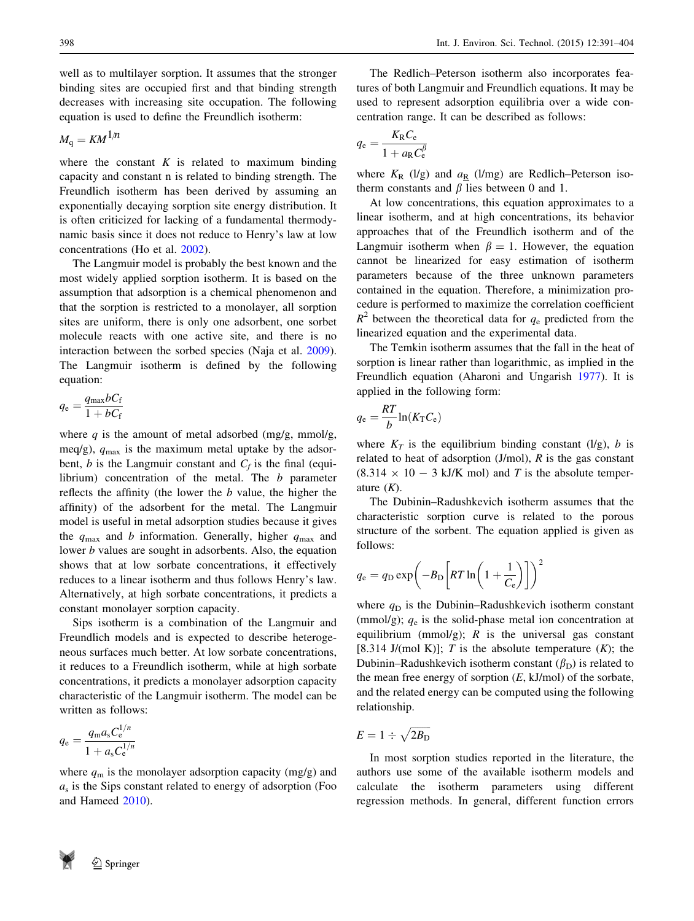well as to multilayer sorption. It assumes that the stronger binding sites are occupied first and that binding strength decreases with increasing site occupation. The following equation is used to define the Freundlich isotherm:

$$M_q = KM^{1/n}$$

where the constant $K$ is related to maximum binding capacity and constant n is related to binding strength. The Freundlich isotherm has been derived by assuming an exponentially decaying sorption site energy distribution. It is often criticized for lacking of a fundamental thermodynamic basis since it does not reduce to Henry's law at low concentrations (Ho et al. 2002).

The Langmuir model is probably the best known and the most widely applied sorption isotherm. It is based on the assumption that adsorption is a chemical phenomenon and that the sorption is restricted to a monolayer, all sorption sites are uniform, there is only one adsorbent, one sorbet molecule reacts with one active site, and there is no interaction between the sorbed species (Naja et al. 2009). The Langmuir isotherm is defined by the following equation:

$$q_e = \frac{q_{max} b C_f}{1 + bC_f}$$

where $q$ is the amount of metal adsorbed (mg/g, mmol/g, meq/g), $q_{max}$ is the maximum metal uptake by the adsorbent, $b$ is the Langmuir constant and $C_f$ is the final (equilibrium) concentration of the metal. The $b$ parameter reflects the affinity (the lower the $b$ value, the higher the affinity) of the adsorbent for the metal. The Langmuir model is useful in metal adsorption studies because it gives the $q_{max}$ and $b$ information. Generally, higher $q_{max}$ and lower $b$ values are sought in adsorbents. Also, the equation shows that at low sorbate concentrations, it effectively reduces to a linear isotherm and thus follows Henry's law. Alternatively, at high sorbate concentrations, it predicts a constant monolayer sorption capacity.

Sips isotherm is a combination of the Langmuir and Freundlich models and is expected to describe heterogeneous surfaces much better. At low sorbate concentrations, it reduces to a Freundlich isotherm, while at high sorbate concentrations, it predicts a monolayer adsorption capacity characteristic of the Langmuir isotherm. The model can be written as follows:

$$q_e = \frac{q_m a_s C_e^{1/n}}{1 + a_s C_e^{1/n}}$$

where $q_m$ is the monolayer adsorption capacity (mg/g) and $a_s$ is the Sips constant related to energy of adsorption (Foo and Hameed 2010).

The Redlich–Peterson isotherm also incorporates features of both Langmuir and Freundlich equations. It may be used to represent adsorption equilibria over a wide concentration range. It can be described as follows:

$$q_e = \frac{K_R C_e}{1 + a_R C_e^{\beta}}$$

where $K_R$ (l/g) and $a_R$ (l/mg) are Redlich–Peterson isotherm constants and $\beta$ lies between 0 and 1.

At low concentrations, this equation approximates to a linear isotherm, and at high concentrations, its behavior approaches that of the Freundlich isotherm and of the Langmuir isotherm when $\beta = 1$. However, the equation cannot be linearized for easy estimation of isotherm parameters because of the three unknown parameters contained in the equation. Therefore, a minimization procedure is performed to maximize the correlation coefficient $R^2$ between the theoretical data for $q_e$ predicted from the linearized equation and the experimental data.

The Temkin isotherm assumes that the fall in the heat of sorption is linear rather than logarithmic, as implied in the Freundlich equation (Aharoni and Ungarish 1977). It is applied in the following form:

$$q_e = \frac{RT}{b} \ln(K_T C_e)$$

where $K_T$ is the equilibrium binding constant (l/g), $b$ is related to heat of adsorption (J/mol), $R$ is the gas constant (8.314 × 10 − 3 kJ/K mol) and $T$ is the absolute temperature ($K$).

The Dubinin–Radushkevich isotherm assumes that the characteristic sorption curve is related to the porous structure of the sorbent. The equation applied is given as follows:

$$q_e = q_D \exp\left(-B_D \left[RT \ln\left(1 + \frac{1}{C_e}\right)\right]\right)^2$$

where $q_D$ is the Dubinin–Radushkevich isotherm constant (mmol/g); $q_e$ is the solid-phase metal ion concentration at equilibrium (mmol/g); $R$ is the universal gas constant [8.314 J/(mol K)]; $T$ is the absolute temperature ($K$); the Dubinin–Radushkevich isotherm constant ($\beta_D$) is related to the mean free energy of sorption ($E$, kJ/mol) of the sorbate, and the related energy can be computed using the following relationship.

$$E = 1 \div \sqrt{2B_D}$$

In most sorption studies reported in the literature, the authors use some of the available isotherm models and calculate the isotherm parameters using different regression methods. In general, different function errors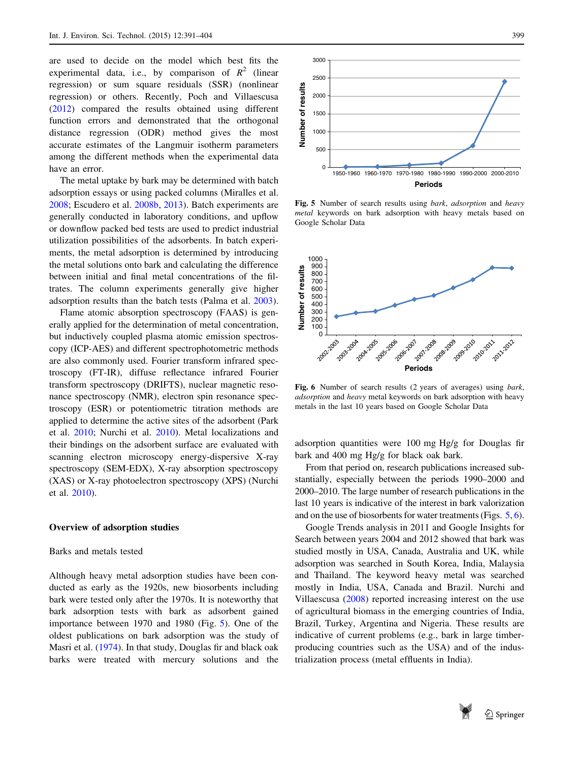are used to decide on the model which best fits the experimental data, i.e., by comparison of $R^2$ (linear regression) or sum square residuals (SSR) (nonlinear regression) or others. Recently, Poch and Villaescusa (2012) compared the results obtained using different function errors and demonstrated that the orthogonal distance regression (ODR) method gives the most accurate estimates of the Langmuir isotherm parameters among the different methods when the experimental data have an error.

The metal uptake by bark may be determined with batch adsorption essays or using packed columns (Miralles et al. 2008; Escudero et al. 2008b, 2013). Batch experiments are generally conducted in laboratory conditions, and upflow or downflow packed bed tests are used to predict industrial utilization possibilities of the adsorbents. In batch experiments, the metal adsorption is determined by introducing the metal solutions onto bark and calculating the difference between initial and final metal concentrations of the filtrates. The column experiments generally give higher adsorption results than the batch tests (Palma et al. 2003).

Flame atomic absorption spectroscopy (FAAS) is generally applied for the determination of metal concentration, but inductively coupled plasma atomic emission spectroscopy (ICP-AES) and different spectrophotometric methods are also commonly used. Fourier transform infrared spectroscopy (FT-IR), diffuse reflectance infrared Fourier transform spectroscopy (DRIFTS), nuclear magnetic resonance spectroscopy (NMR), electron spin resonance spectroscopy (ESR) or potentiometric titration methods are applied to determine the active sites of the adsorbent (Park et al. 2010; Nurchi et al. 2010). Metal localizations and their bindings on the adsorbent surface are evaluated with scanning electron microscopy energy-dispersive X-ray spectroscopy (SEM-EDX), X-ray absorption spectroscopy (XAS) or X-ray photoelectron spectroscopy (XPS) (Nurchi et al. 2010).

## Overview of adsorption studies

### Barks and metals tested

Although heavy metal adsorption studies have been conducted as early as the 1920s, new biosorbents including bark were tested only after the 1970s. It is noteworthy that bark adsorption tests with bark as adsorbent gained importance between 1970 and 1980 (Fig. 5). One of the oldest publications on bark adsorption was the study of Masri et al. (1974). In that study, Douglas fir and black oak barks were treated with mercury solutions and the adsorption quantities were 100 mg Hg/g for Douglas fir bark and 400 mg Hg/g for black oak bark.

**Fig. 5** Number of search results using *bark*, *adsorption* and *heavy metal* keywords on bark adsorption with heavy metals based on Google Scholar Data

**Fig. 6** Number of search results (2 years of averages) using *bark*, *adsorption* and *heavy* metal keywords on bark adsorption with heavy metals in the last 10 years based on Google Scholar Data

From that period on, research publications increased substantially, especially between the periods 1990–2000 and 2000–2010. The large number of research publications in the last 10 years is indicative of the interest in bark valorization and on the use of biosorbents for water treatments (Figs. 5, 6).

Google Trends analysis in 2011 and Google Insights for Search between years 2004 and 2012 showed that bark was studied mostly in USA, Canada, Australia and UK, while adsorption was searched in South Korea, India, Malaysia and Thailand. The keyword heavy metal was searched mostly in India, USA, Canada and Brazil. Nurchi and Villaescusa (2008) reported increasing interest on the use of agricultural biomass in the emerging countries of India, Brazil, Turkey, Argentina and Nigeria. These results are indicative of current problems (e.g., bark in large timber-producing countries such as the USA) and of the industrialization process (metal effluents in India).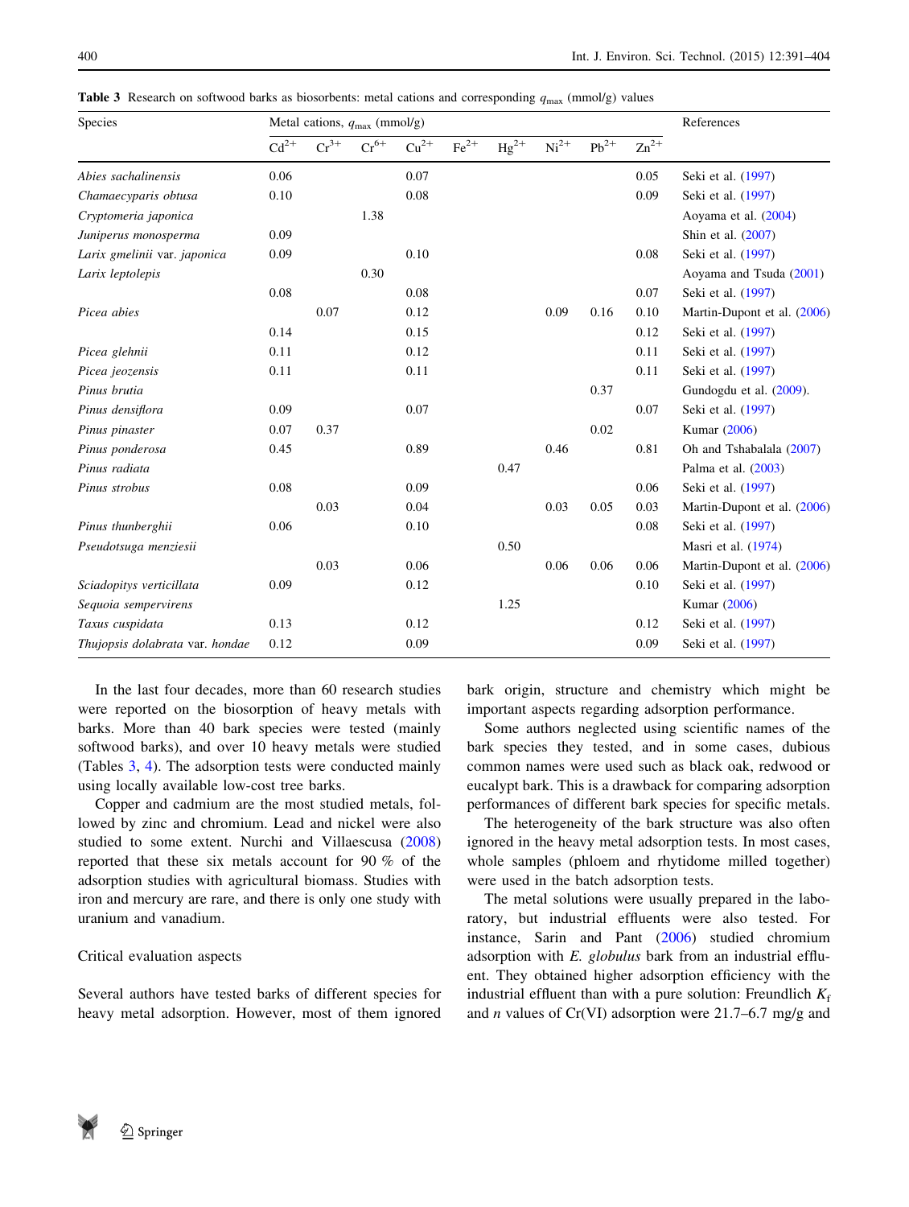**Table 3** Research on softwood barks as biosorbents: metal cations and corresponding $q_{max}$ (mmol/g) values

| Species | Metal cations, $q_{max}$ (mmol/g) | | | | | | | | | References |
|---|---|---|---|---|---|---|---|---|---|---|
| | $Cd^{2+}$ | $Cr^{3+}$ | $Cr^{6+}$ | $Cu^{2+}$ | $Fe^{2+}$ | $Hg^{2+}$ | $Ni^{2+}$ | $Pb^{2+}$ | $Zn^{2+}$ | |
| *Abies sachalinensis* | 0.06 | | | 0.07 | | | | | 0.05 | Seki et al. (1997) |
| *Chamaecyparis obtusa* | 0.10 | | | 0.08 | | | | | 0.09 | Seki et al. (1997) |
| *Cryptomeria japonica* | | | 1.38 | | | | | | | Aoyama et al. (2004) |
| *Juniperus monosperma* | 0.09 | | | | | | | | | Shin et al. (2007) |
| *Larix gmelinii* var. *japonica* | 0.09 | | | 0.10 | | | | | 0.08 | Seki et al. (1997) |
| *Larix leptolepis* | | | 0.30 | | | | | | | Aoyama and Tsuda (2001) |
| | 0.08 | | | 0.08 | | | | | 0.07 | Seki et al. (1997) |
| *Picea abies* | | 0.07 | | 0.12 | | | 0.09 | 0.16 | 0.10 | Martin-Dupont et al. (2006) |
| | 0.14 | | | 0.15 | | | | | 0.12 | Seki et al. (1997) |
| *Picea glehnii* | 0.11 | | | 0.12 | | | | | 0.11 | Seki et al. (1997) |
| *Picea jeozensis* | 0.11 | | | 0.11 | | | | | 0.11 | Seki et al. (1997) |
| *Pinus brutia* | | | | | | | | 0.37 | | Gundogdu et al. (2009). |
| *Pinus densiflora* | 0.09 | | | 0.07 | | | | | 0.07 | Seki et al. (1997) |
| *Pinus pinaster* | 0.07 | 0.37 | | | | | | 0.02 | | Kumar (2006) |
| *Pinus ponderosa* | 0.45 | | | 0.89 | | | 0.46 | | 0.81 | Oh and Tshabalala (2007) |
| *Pinus radiata* | | | | | | 0.47 | | | | Palma et al. (2003) |
| *Pinus strobus* | 0.08 | | | 0.09 | | | | | 0.06 | Seki et al. (1997) |
| | | 0.03 | | 0.04 | | | 0.03 | 0.05 | 0.03 | Martin-Dupont et al. (2006) |
| *Pinus thunberghii* | 0.06 | | | 0.10 | | | | | 0.08 | Seki et al. (1997) |
| *Pseudotsuga menziesii* | | | | | | 0.50 | | | | Masri et al. (1974) |
| | | 0.03 | | 0.06 | | | 0.06 | 0.06 | 0.06 | Martin-Dupont et al. (2006) |
| *Sciadopitys verticillata* | 0.09 | | | 0.12 | | | | | 0.10 | Seki et al. (1997) |
| *Sequoia sempervirens* | | | | | | 1.25 | | | | Kumar (2006) |
| *Taxus cuspidata* | 0.13 | | | 0.12 | | | | | 0.12 | Seki et al. (1997) |
| *Thujopsis dolabrata* var. *hondae* | 0.12 | | | 0.09 | | | | | 0.09 | Seki et al. (1997) |

In the last four decades, more than 60 research studies were reported on the biosorption of heavy metals with barks. More than 40 bark species were tested (mainly softwood barks), and over 10 heavy metals were studied (Tables 3, 4). The adsorption tests were conducted mainly using locally available low-cost tree barks.

Copper and cadmium are the most studied metals, followed by zinc and chromium. Lead and nickel were also studied to some extent. Nurchi and Villaescusa (2008) reported that these six metals account for 90 % of the adsorption studies with agricultural biomass. Studies with iron and mercury are rare, and there is only one study with uranium and vanadium.

### Critical evaluation aspects

Several authors have tested barks of different species for heavy metal adsorption. However, most of them ignored bark origin, structure and chemistry which might be important aspects regarding adsorption performance.

Some authors neglected using scientific names of the bark species they tested, and in some cases, dubious common names were used such as black oak, redwood or eucalypt bark. This is a drawback for comparing adsorption performances of different bark species for specific metals.

The heterogeneity of the bark structure was also often ignored in the heavy metal adsorption tests. In most cases, whole samples (phloem and rhytidome milled together) were used in the batch adsorption tests.

The metal solutions were usually prepared in the laboratory, but industrial effluents were also tested. For instance, Sarin and Pant (2006) studied chromium adsorption with *E. globulus* bark from an industrial effluent. They obtained higher adsorption efficiency with the industrial effluent than with a pure solution: Freundlich $K_f$ and $n$ values of Cr(VI) adsorption were 21.7–6.7 mg/g and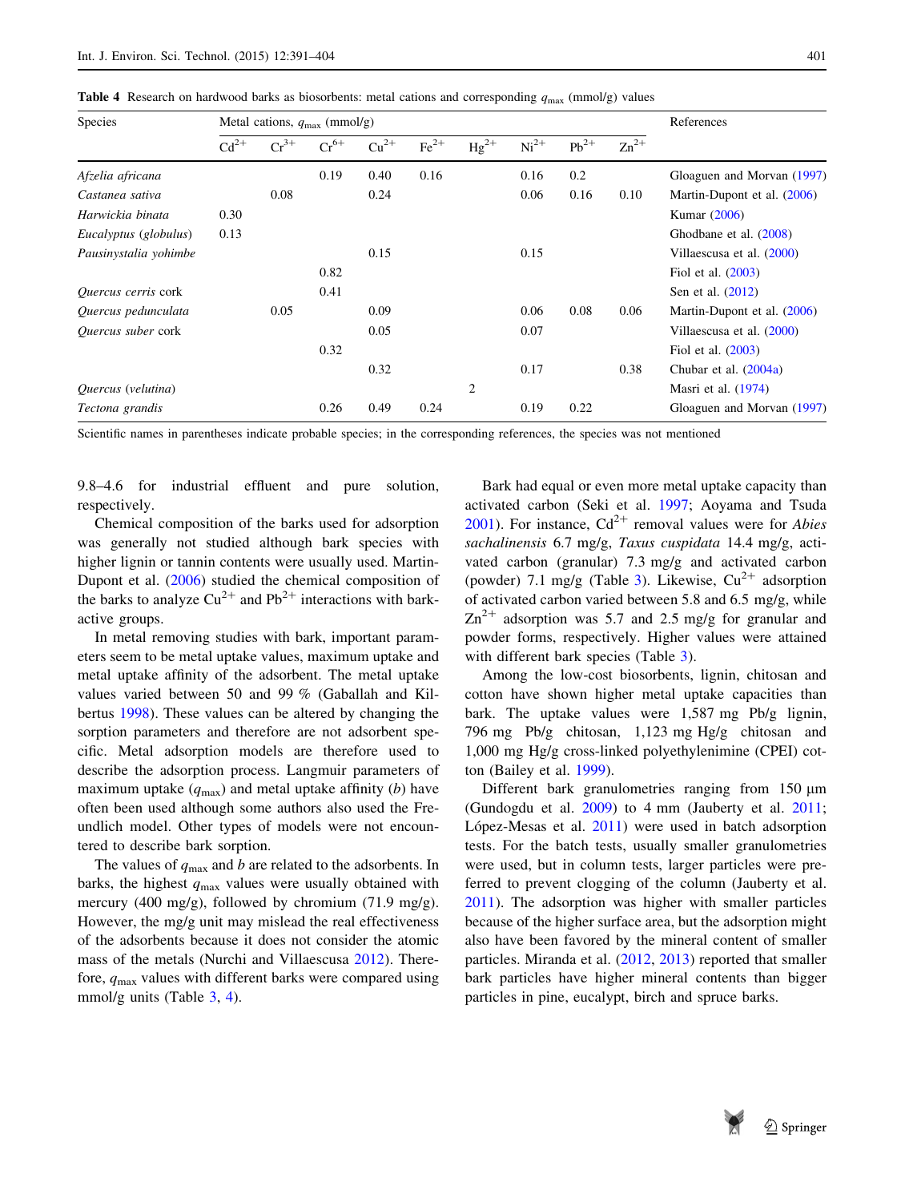**Table 4** Research on hardwood barks as biosorbents: metal cations and corresponding $q_{max}$ (mmol/g) values

| Species | Metal cations, $q_{max}$ (mmol/g) | | | | | | | | | References |
|---|---|---|---|---|---|---|---|---|---|---|
| | $Cd^{2+}$ | $Cr^{3+}$ | $Cr^{6+}$ | $Cu^{2+}$ | $Fe^{2+}$ | $Hg^{2+}$ | $Ni^{2+}$ | $Pb^{2+}$ | $Zn^{2+}$ | |
| *Afzelia africana* | | | 0.19 | 0.40 | 0.16 | | 0.16 | 0.2 | | Gloaguen and Morvan (1997) |
| *Castanea sativa* | | 0.08 | | 0.24 | | | 0.06 | 0.16 | 0.10 | Martin-Dupont et al. (2006) |
| *Harwickia binata* | 0.30 | | | | | | | | | Kumar (2006) |
| *Eucalyptus* (*globulus*) | 0.13 | | | | | | | | | Ghodbane et al. (2008) |
| *Pausinystalia yohimbe* | | | | 0.15 | | | 0.15 | | | Villaescusa et al. (2000) |
| | | | 0.82 | | | | | | | Fiol et al. (2003) |
| *Quercus cerris* cork | | | 0.41 | | | | | | | Sen et al. (2012) |
| *Quercus pedunculata* | | 0.05 | | 0.09 | | | 0.06 | 0.08 | 0.06 | Martin-Dupont et al. (2006) |
| *Quercus suber* cork | | | | 0.05 | | | 0.07 | | | Villaescusa et al. (2000) |
| | | | 0.32 | | | | | | | Fiol et al. (2003) |
| | | | | 0.32 | | | 0.17 | | 0.38 | Chubar et al. (2004a) |
| *Quercus* (*velutina*) | | | | | | 2 | | | | Masri et al. (1974) |
| *Tectona grandis* | | | 0.26 | 0.49 | 0.24 | | 0.19 | 0.22 | | Gloaguen and Morvan (1997) |

Scientific names in parentheses indicate probable species; in the corresponding references, the species was not mentioned

9.8–4.6 for industrial effluent and pure solution, respectively.

Chemical composition of the barks used for adsorption was generally not studied although bark species with higher lignin or tannin contents were usually used. Martin-Dupont et al. (2006) studied the chemical composition of the barks to analyze $Cu^{2+}$ and $Pb^{2+}$ interactions with bark-active groups.

In metal removing studies with bark, important parameters seem to be metal uptake values, maximum uptake and metal uptake affinity of the adsorbent. The metal uptake values varied between 50 and 99 % (Gaballah and Kilbertus 1998). These values can be altered by changing the sorption parameters and therefore are not adsorbent specific. Metal adsorption models are therefore used to describe the adsorption process. Langmuir parameters of maximum uptake ($q_{max}$) and metal uptake affinity ($b$) have often been used although some authors also used the Freundlich model. Other types of models were not encountered to describe bark sorption.

The values of $q_{max}$ and $b$ are related to the adsorbents. In barks, the highest $q_{max}$ values were usually obtained with mercury (400 mg/g), followed by chromium (71.9 mg/g). However, the mg/g unit may mislead the real effectiveness of the adsorbents because it does not consider the atomic mass of the metals (Nurchi and Villaescusa 2012). Therefore, $q_{max}$ values with different barks were compared using mmol/g units (Table 3, 4).

Bark had equal or even more metal uptake capacity than activated carbon (Seki et al. 1997; Aoyama and Tsuda 2001). For instance, $Cd^{2+}$ removal values were for *Abies sachalinensis* 6.7 mg/g, *Taxus cuspidata* 14.4 mg/g, activated carbon (granular) 7.3 mg/g and activated carbon (powder) 7.1 mg/g (Table 3). Likewise, $Cu^{2+}$ adsorption of activated carbon varied between 5.8 and 6.5 mg/g, while $Zn^{2+}$ adsorption was 5.7 and 2.5 mg/g for granular and powder forms, respectively. Higher values were attained with different bark species (Table 3).

Among the low-cost biosorbents, lignin, chitosan and cotton have shown higher metal uptake capacities than bark. The uptake values were 1,587 mg Pb/g lignin, 796 mg Pb/g chitosan, 1,123 mg Hg/g chitosan and 1,000 mg Hg/g cross-linked polyethylenimine (CPEI) cotton (Bailey et al. 1999).

Different bark granulometries ranging from 150 µm (Gundogdu et al. 2009) to 4 mm (Jauberty et al. 2011; López-Mesas et al. 2011) were used in batch adsorption tests. For the batch tests, usually smaller granulometries were used, but in column tests, larger particles were preferred to prevent clogging of the column (Jauberty et al. 2011). The adsorption was higher with smaller particles because of the higher surface area, but the adsorption might also have been favored by the mineral content of smaller particles. Miranda et al. (2012, 2013) reported that smaller bark particles have higher mineral contents than bigger particles in pine, eucalypt, birch and spruce barks.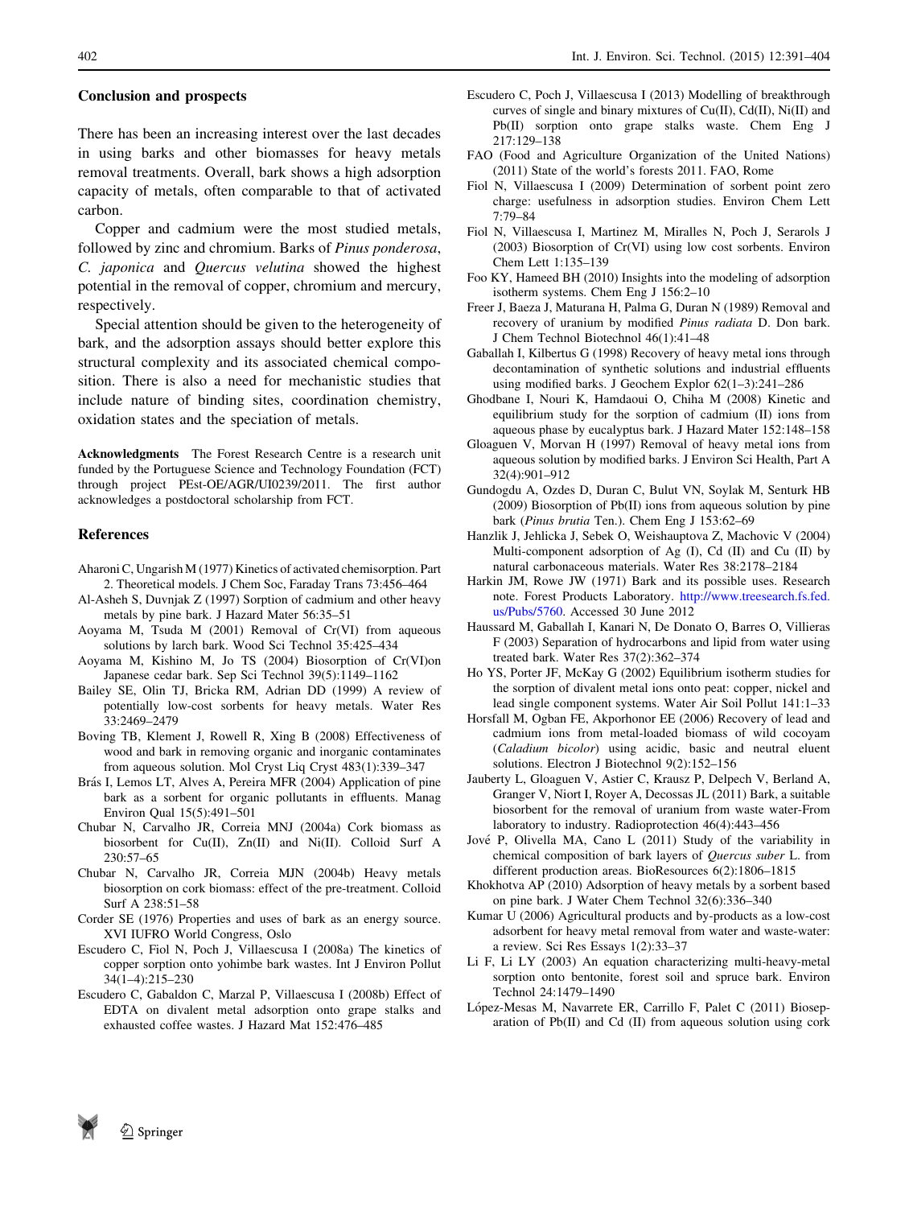## Conclusion and prospects

There has been an increasing interest over the last decades in using barks and other biomasses for heavy metals removal treatments. Overall, bark shows a high adsorption capacity of metals, often comparable to that of activated carbon.

Copper and cadmium were the most studied metals, followed by zinc and chromium. Barks of *Pinus ponderosa*, *C. japonica* and *Quercus velutina* showed the highest potential in the removal of copper, chromium and mercury, respectively.

Special attention should be given to the heterogeneity of bark, and the adsorption assays should better explore this structural complexity and its associated chemical composition. There is also a need for mechanistic studies that include nature of binding sites, coordination chemistry, oxidation states and the speciation of metals.

**Acknowledgments** The Forest Research Centre is a research unit funded by the Portuguese Science and Technology Foundation (FCT) through project PEst-OE/AGR/UI0239/2011. The first author acknowledges a postdoctoral scholarship from FCT.

## References

Aharoni C, Ungarish M (1977) Kinetics of activated chemisorption. Part 2. Theoretical models. J Chem Soc, Faraday Trans 73:456–464

Al-Asheh S, Duvnjak Z (1997) Sorption of cadmium and other heavy metals by pine bark. J Hazard Mater 56:35–51

Aoyama M, Tsuda M (2001) Removal of Cr(VI) from aqueous solutions by larch bark. Wood Sci Technol 35:425–434

Aoyama M, Kishino M, Jo TS (2004) Biosorption of Cr(VI)on Japanese cedar bark. Sep Sci Technol 39(5):1149–1162

Bailey SE, Olin TJ, Bricka RM, Adrian DD (1999) A review of potentially low-cost sorbents for heavy metals. Water Res 33:2469–2479

Boving TB, Klement J, Rowell R, Xing B (2008) Effectiveness of wood and bark in removing organic and inorganic contaminates from aqueous solution. Mol Cryst Liq Cryst 483(1):339–347

Brás I, Lemos LT, Alves A, Pereira MFR (2004) Application of pine bark as a sorbent for organic pollutants in effluents. Manag Environ Qual 15(5):491–501

Chubar N, Carvalho JR, Correia MNJ (2004a) Cork biomass as biosorbent for Cu(II), Zn(II) and Ni(II). Colloid Surf A 230:57–65

Chubar N, Carvalho JR, Correia MJN (2004b) Heavy metals biosorption on cork biomass: effect of the pre-treatment. Colloid Surf A 238:51–58

Corder SE (1976) Properties and uses of bark as an energy source. XVI IUFRO World Congress, Oslo

Escudero C, Fiol N, Poch J, Villaescusa I (2008a) The kinetics of copper sorption onto yohimbe bark wastes. Int J Environ Pollut 34(1–4):215–230

Escudero C, Gabaldon C, Marzal P, Villaescusa I (2008b) Effect of EDTA on divalent metal adsorption onto grape stalks and exhausted coffee wastes. J Hazard Mat 152:476–485

Escudero C, Poch J, Villaescusa I (2013) Modelling of breakthrough curves of single and binary mixtures of Cu(II), Cd(II), Ni(II) and Pb(II) sorption onto grape stalks waste. Chem Eng J 217:129–138

FAO (Food and Agriculture Organization of the United Nations) (2011) State of the world's forests 2011. FAO, Rome

Fiol N, Villaescusa I (2009) Determination of sorbent point zero charge: usefulness in adsorption studies. Environ Chem Lett 7:79–84

Fiol N, Villaescusa I, Martinez M, Miralles N, Poch J, Serarols J (2003) Biosorption of Cr(VI) using low cost sorbents. Environ Chem Lett 1:135–139

Foo KY, Hameed BH (2010) Insights into the modeling of adsorption isotherm systems. Chem Eng J 156:2–10

Freer J, Baeza J, Maturana H, Palma G, Duran N (1989) Removal and recovery of uranium by modified *Pinus radiata* D. Don bark. J Chem Technol Biotechnol 46(1):41–48

Gaballah I, Kilbertus G (1998) Recovery of heavy metal ions through decontamination of synthetic solutions and industrial effluents using modified barks. J Geochem Explor 62(1–3):241–286

Ghodbane I, Nouri K, Hamdaoui O, Chiha M (2008) Kinetic and equilibrium study for the sorption of cadmium (II) ions from aqueous phase by eucalyptus bark. J Hazard Mater 152:148–158

Gloaguen V, Morvan H (1997) Removal of heavy metal ions from aqueous solution by modified barks. J Environ Sci Health, Part A 32(4):901–912

Gundogdu A, Ozdes D, Duran C, Bulut VN, Soylak M, Senturk HB (2009) Biosorption of Pb(II) ions from aqueous solution by pine bark (*Pinus brutia* Ten.). Chem Eng J 153:62–69

Hanzlik J, Jehlicka J, Sebek O, Weishauptova Z, Machovic V (2004) Multi-component adsorption of Ag (I), Cd (II) and Cu (II) by natural carbonaceous materials. Water Res 38:2178–2184

Harkin JM, Rowe JW (1971) Bark and its possible uses. Research note. Forest Products Laboratory. http://www.treesearch.fs.fed.us/Pubs/5760. Accessed 30 June 2012

Haussard M, Gaballah I, Kanari N, De Donato O, Barres O, Villieras F (2003) Separation of hydrocarbons and lipid from water using treated bark. Water Res 37(2):362–374

Ho YS, Porter JF, McKay G (2002) Equilibrium isotherm studies for the sorption of divalent metal ions onto peat: copper, nickel and lead single component systems. Water Air Soil Pollut 141:1–33

Horsfall M, Ogban FE, Akporhonor EE (2006) Recovery of lead and cadmium ions from metal-loaded biomass of wild cocoyam (*Caladium bicolor*) using acidic, basic and neutral eluent solutions. Electron J Biotechnol 9(2):152–156

Jauberty L, Gloaguen V, Astier C, Krausz P, Delpech V, Berland A, Granger V, Niort I, Royer A, Decossas JL (2011) Bark, a suitable biosorbent for the removal of uranium from waste water-From laboratory to industry. Radioprotection 46(4):443–456

Jové P, Olivella MA, Cano L (2011) Study of the variability in chemical composition of bark layers of *Quercus suber* L. from different production areas. BioResources 6(2):1806–1815

Khokhotva AP (2010) Adsorption of heavy metals by a sorbent based on pine bark. J Water Chem Technol 32(6):336–340

Kumar U (2006) Agricultural products and by-products as a low-cost adsorbent for heavy metal removal from water and waste-water: a review. Sci Res Essays 1(2):33–37

Li F, Li LY (2003) An equation characterizing multi-heavy-metal sorption onto bentonite, forest soil and spruce bark. Environ Technol 24:1479–1490

López-Mesas M, Navarrete ER, Carrillo F, Palet C (2011) Bioseparation of Pb(II) and Cd (II) from aqueous solution using cork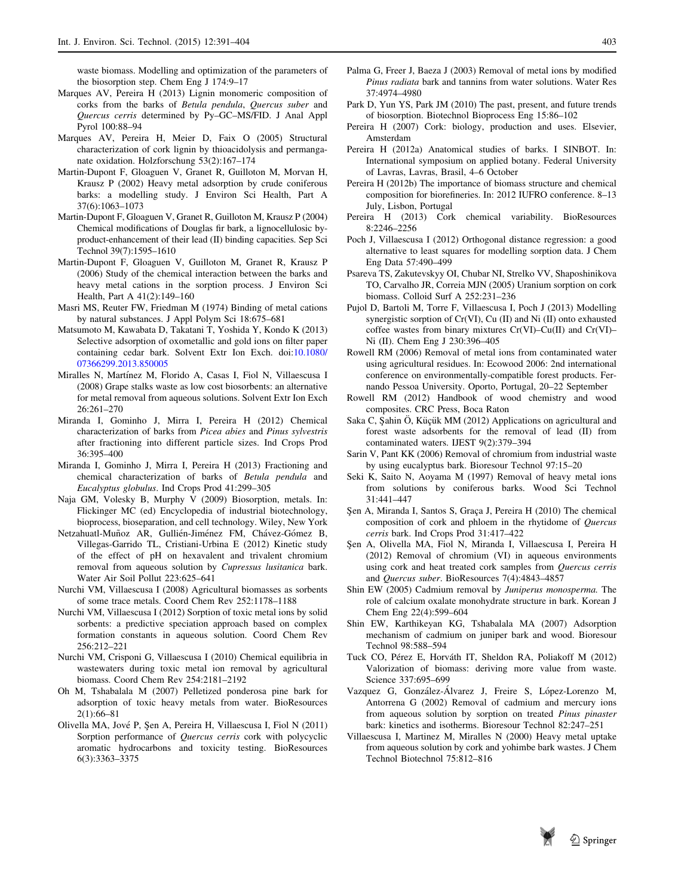waste biomass. Modelling and optimization of the parameters of the biosorption step. Chem Eng J 174:9–17

Marques AV, Pereira H (2013) Lignin monomeric composition of corks from the barks of *Betula pendula*, *Quercus suber* and *Quercus cerris* determined by Py–GC–MS/FID. J Anal Appl Pyrol 100:88–94

Marques AV, Pereira H, Meier D, Faix O (2005) Structural characterization of cork lignin by thioacidolysis and permanganate oxidation. Holzforschung 53(2):167–174

Martin-Dupont F, Gloaguen V, Granet R, Guilloton M, Morvan H, Krausz P (2002) Heavy metal adsorption by crude coniferous barks: a modelling study. J Environ Sci Health, Part A 37(6):1063–1073

Martin-Dupont F, Gloaguen V, Granet R, Guilloton M, Krausz P (2004) Chemical modifications of Douglas fir bark, a lignocellulosic by-product-enhancement of their lead (II) binding capacities. Sep Sci Technol 39(7):1595–1610

Martin-Dupont F, Gloaguen V, Guilloton M, Granet R, Krausz P (2006) Study of the chemical interaction between the barks and heavy metal cations in the sorption process. J Environ Sci Health, Part A 41(2):149–160

Masri MS, Reuter FW, Friedman M (1974) Binding of metal cations by natural substances. J Appl Polym Sci 18:675–681

Matsumoto M, Kawabata D, Takatani T, Yoshida Y, Kondo K (2013) Selective adsorption of oxometallic and gold ions on filter paper containing cedar bark. Solvent Extr Ion Exch. doi:10.1080/07366299.2013.850005

Miralles N, Martínez M, Florido A, Casas I, Fiol N, Villaescusa I (2008) Grape stalks waste as low cost biosorbents: an alternative for metal removal from aqueous solutions. Solvent Extr Ion Exch 26:261–270

Miranda I, Gominho J, Mirra I, Pereira H (2012) Chemical characterization of barks from *Picea abies* and *Pinus sylvestris* after fractioning into different particle sizes. Ind Crops Prod 36:395–400

Miranda I, Gominho J, Mirra I, Pereira H (2013) Fractioning and chemical characterization of barks of *Betula pendula* and *Eucalyptus globulus*. Ind Crops Prod 41:299–305

Naja GM, Volesky B, Murphy V (2009) Biosorption, metals. In: Flickinger MC (ed) Encyclopedia of industrial biotechnology, bioprocess, bioseparation, and cell technology. Wiley, New York

Netzahuatl-Muñoz AR, Gullién-Jiménez FM, Chávez-Gómez B, Villegas-Garrido TL, Cristiani-Urbina E (2012) Kinetic study of the effect of pH on hexavalent and trivalent chromium removal from aqueous solution by *Cupressus lusitanica* bark. Water Air Soil Pollut 223:625–641

Nurchi VM, Villaescusa I (2008) Agricultural biomasses as sorbents of some trace metals. Coord Chem Rev 252:1178–1188

Nurchi VM, Villaescusa I (2012) Sorption of toxic metal ions by solid sorbents: a predictive speciation approach based on complex formation constants in aqueous solution. Coord Chem Rev 256:212–221

Nurchi VM, Crisponi G, Villaescusa I (2010) Chemical equilibria in wastewaters during toxic metal ion removal by agricultural biomass. Coord Chem Rev 254:2181–2192

Oh M, Tshabalala M (2007) Pelletized ponderosa pine bark for adsorption of toxic heavy metals from water. BioResources 2(1):66–81

Olivella MA, Jové P, Şen A, Pereira H, Villaescusa I, Fiol N (2011) Sorption performance of *Quercus cerris* cork with polycyclic aromatic hydrocarbons and toxicity testing. BioResources 6(3):3363–3375

Palma G, Freer J, Baeza J (2003) Removal of metal ions by modified *Pinus radiata* bark and tannins from water solutions. Water Res 37:4974–4980

Park D, Yun YS, Park JM (2010) The past, present, and future trends of biosorption. Biotechnol Bioprocess Eng 15:86–102

Pereira H (2007) Cork: biology, production and uses. Elsevier, Amsterdam

Pereira H (2012a) Anatomical studies of barks. I SINBOT. In: International symposium on applied botany. Federal University of Lavras, Lavras, Brasil, 4–6 October

Pereira H (2012b) The importance of biomass structure and chemical composition for biorefineries. In: 2012 IUFRO conference. 8–13 July, Lisbon, Portugal

Pereira H (2013) Cork chemical variability. BioResources 8:2246–2256

Poch J, Villaescusa I (2012) Orthogonal distance regression: a good alternative to least squares for modelling sorption data. J Chem Eng Data 57:490–499

Psareva TS, Zakutevskyy OI, Chubar NI, Strelko VV, Shaposhinikova TO, Carvalho JR, Correia MJN (2005) Uranium sorption on cork biomass. Colloid Surf A 252:231–236

Pujol D, Bartoli M, Torre F, Villaescusa I, Poch J (2013) Modelling synergistic sorption of Cr(VI), Cu (II) and Ni (II) onto exhausted coffee wastes from binary mixtures Cr(VI)–Cu(II) and Cr(VI)–Ni (II). Chem Eng J 230:396–405

Rowell RM (2006) Removal of metal ions from contaminated water using agricultural residues. In: Ecowood 2006: 2nd international conference on environmentally-compatible forest products. Fernando Pessoa University. Oporto, Portugal, 20–22 September

Rowell RM (2012) Handbook of wood chemistry and wood composites. CRC Press, Boca Raton

Saka C, Şahin Ö, Küçük MM (2012) Applications on agricultural and forest waste adsorbents for the removal of lead (II) from contaminated waters. IJEST 9(2):379–394

Sarin V, Pant KK (2006) Removal of chromium from industrial waste by using eucalyptus bark. Bioresour Technol 97:15–20

Seki K, Saito N, Aoyama M (1997) Removal of heavy metal ions from solutions by coniferous barks. Wood Sci Technol 31:441–447

Şen A, Miranda I, Santos S, Graça J, Pereira H (2010) The chemical composition of cork and phloem in the rhytidome of *Quercus cerris* bark. Ind Crops Prod 31:417–422

Şen A, Olivella MA, Fiol N, Miranda I, Villaescusa I, Pereira H (2012) Removal of chromium (VI) in aqueous environments using cork and heat treated cork samples from *Quercus cerris* and *Quercus suber*. BioResources 7(4):4843–4857

Shin EW (2005) Cadmium removal by *Juniperus monosperma*. The role of calcium oxalate monohydrate structure in bark. Korean J Chem Eng 22(4):599–604

Shin EW, Karthikeyan KG, Tshabalala MA (2007) Adsorption mechanism of cadmium on juniper bark and wood. Bioresour Technol 98:588–594

Tuck CO, Pérez E, Horváth IT, Sheldon RA, Poliakoff M (2012) Valorization of biomass: deriving more value from waste. Science 337:695–699

Vazquez G, González-Álvarez J, Freire S, López-Lorenzo M, Antorrena G (2002) Removal of cadmium and mercury ions from aqueous solution by sorption on treated *Pinus pinaster* bark: kinetics and isotherms. Bioresour Technol 82:247–251

Villaescusa I, Martinez M, Miralles N (2000) Heavy metal uptake from aqueous solution by cork and yohimbe bark wastes. J Chem Technol Biotechnol 75:812–816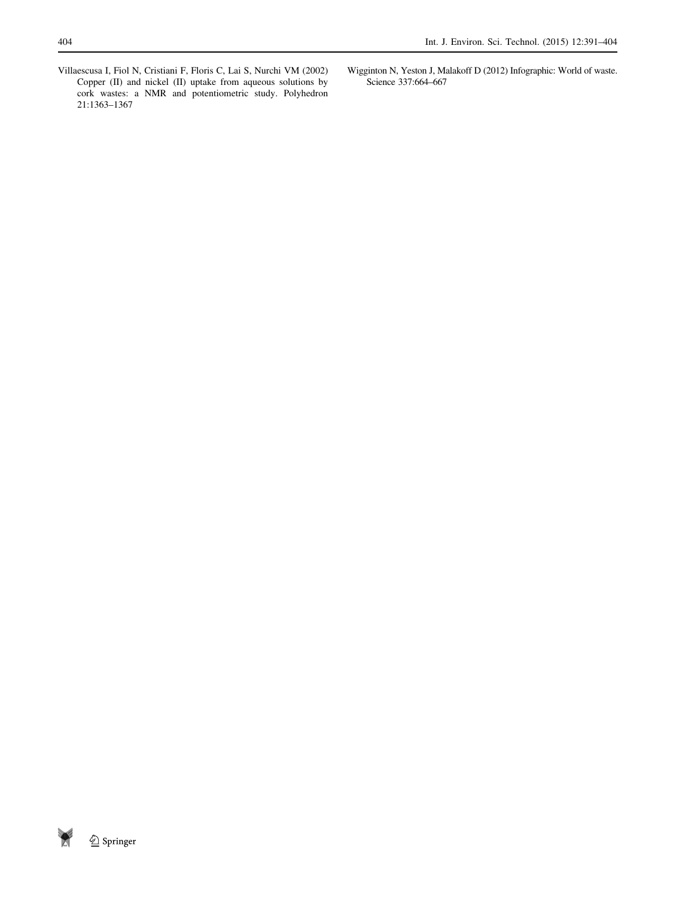Villaescusa I, Fiol N, Cristiani F, Floris C, Lai S, Nurchi VM (2002) Copper (II) and nickel (II) uptake from aqueous solutions by cork wastes: a NMR and potentiometric study. Polyhedron 21:1363–1367

Wigginton N, Yeston J, Malakoff D (2012) Infographic: World of waste. Science 337:664–667